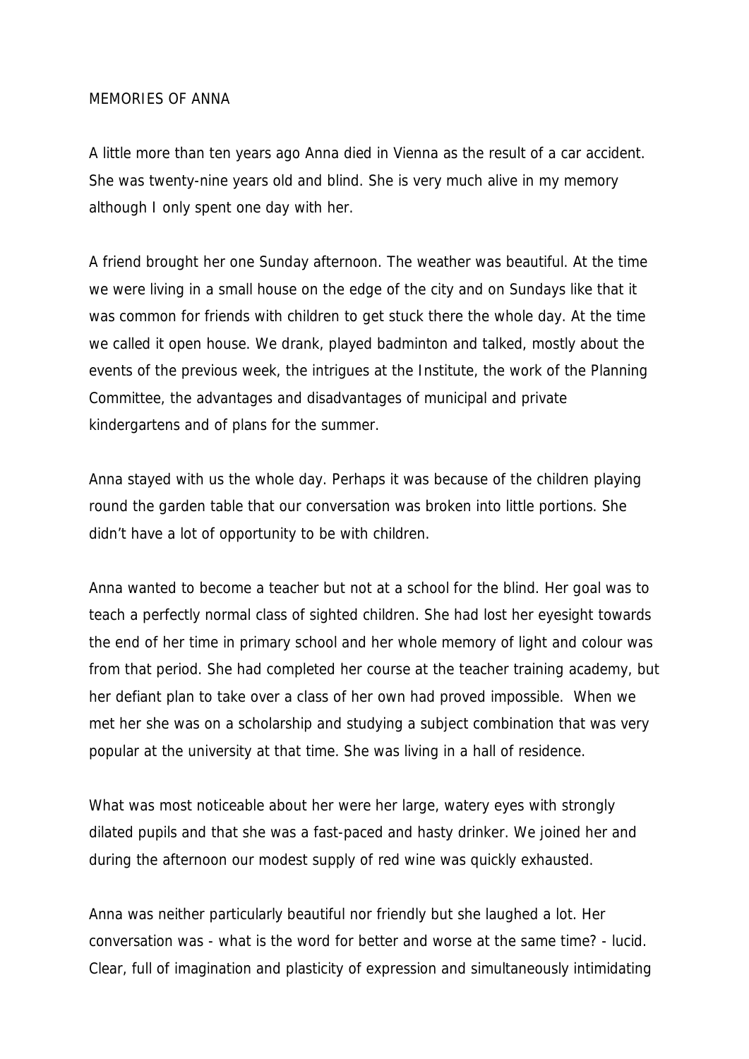# MEMORIES OF ANNA

A little more than ten years ago Anna died in Vienna as the result of a car accident. She was twenty-nine years old and blind. She is very much alive in my memory although I only spent one day with her.

A friend brought her one Sunday afternoon. The weather was beautiful. At the time we were living in a small house on the edge of the city and on Sundays like that it was common for friends with children to get stuck there the whole day. At the time we called it open house. We drank, played badminton and talked, mostly about the events of the previous week, the intrigues at the Institute, the work of the Planning Committee, the advantages and disadvantages of municipal and private kindergartens and of plans for the summer.

Anna stayed with us the whole day. Perhaps it was because of the children playing round the garden table that our conversation was broken into little portions. She didn't have a lot of opportunity to be with children.

Anna wanted to become a teacher but not at a school for the blind. Her goal was to teach a perfectly normal class of sighted children. She had lost her eyesight towards the end of her time in primary school and her whole memory of light and colour was from that period. She had completed her course at the teacher training academy, but her defiant plan to take over a class of her own had proved impossible. When we met her she was on a scholarship and studying a subject combination that was very popular at the university at that time. She was living in a hall of residence.

What was most noticeable about her were her large, watery eyes with strongly dilated pupils and that she was a fast-paced and hasty drinker. We joined her and during the afternoon our modest supply of red wine was quickly exhausted.

Anna was neither particularly beautiful nor friendly but she laughed a lot. Her conversation was - what is the word for better and worse at the same time? - lucid. Clear, full of imagination and plasticity of expression and simultaneously intimidating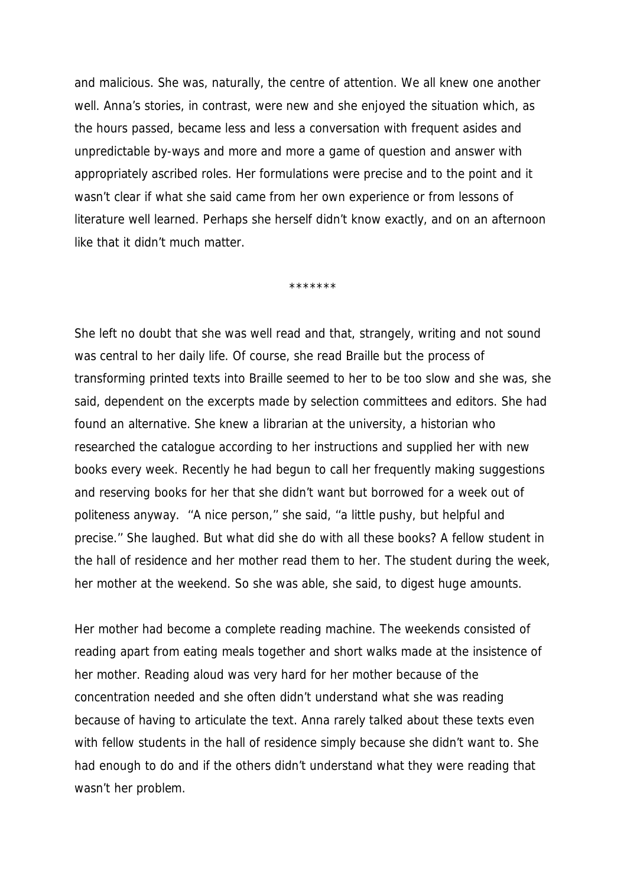and malicious. She was, naturally, the centre of attention. We all knew one another well. Anna's stories, in contrast, were new and she enjoyed the situation which, as the hours passed, became less and less a conversation with frequent asides and unpredictable by-ways and more and more a game of question and answer with appropriately ascribed roles. Her formulations were precise and to the point and it wasn't clear if what she said came from her own experience or from lessons of literature well learned. Perhaps she herself didn't know exactly, and on an afternoon like that it didn't much matter.

*******

She left no doubt that she was well read and that, strangely, writing and not sound was central to her daily life. Of course, she read Braille but the process of transforming printed texts into Braille seemed to her to be too slow and she was, she said, dependent on the excerpts made by selection committees and editors. She had found an alternative. She knew a librarian at the university, a historian who researched the catalogue according to her instructions and supplied her with new books every week. Recently he had begun to call her frequently making suggestions and reserving books for her that she didn't want but borrowed for a week out of politeness anyway. ''A nice person,'' she said, ''a little pushy, but helpful and precise.'' She laughed. But what did she do with all these books? A fellow student in the hall of residence and her mother read them to her. The student during the week, her mother at the weekend. So she was able, she said, to digest huge amounts.

Her mother had become a complete reading machine. The weekends consisted of reading apart from eating meals together and short walks made at the insistence of her mother. Reading aloud was very hard for her mother because of the concentration needed and she often didn't understand what she was reading because of having to articulate the text. Anna rarely talked about these texts even with fellow students in the hall of residence simply because she didn't want to. She had enough to do and if the others didn't understand what they were reading that wasn't her problem.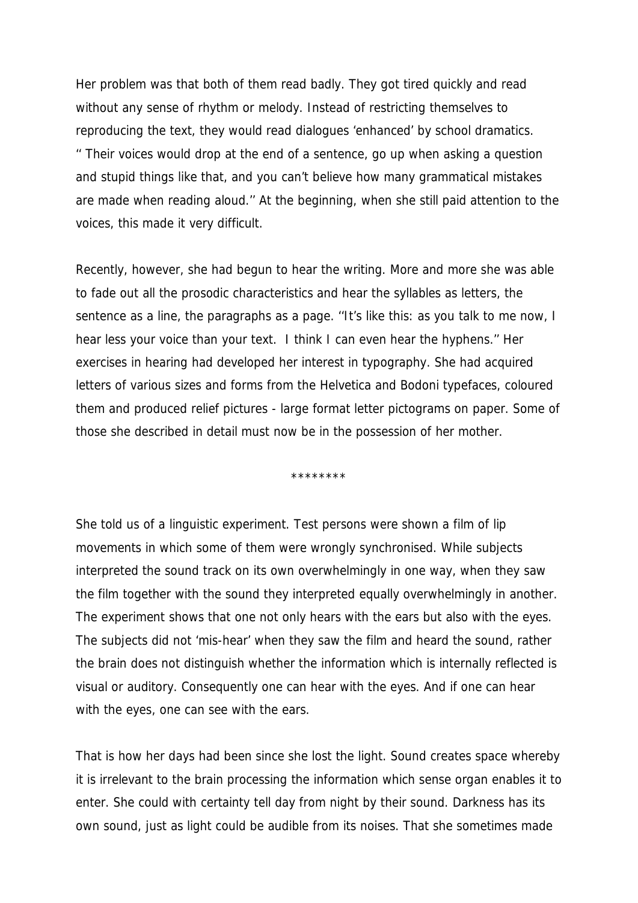Her problem was that both of them read badly. They got tired quickly and read without any sense of rhythm or melody. Instead of restricting themselves to reproducing the text, they would read dialogues 'enhanced' by school dramatics. " Their voices would drop at the end of a sentence, go up when asking a question and stupid things like that, and you can't believe how many grammatical mistakes are made when reading aloud.'' At the beginning, when she still paid attention to the voices, this made it very difficult.

Recently, however, she had begun to hear the writing. More and more she was able to fade out all the prosodic characteristics and hear the syllables as letters, the sentence as a line, the paragraphs as a page. ''It's like this: as you talk to me now, I hear less your voice than your text. I think I can even hear the hyphens.'' Her exercises in hearing had developed her interest in typography. She had acquired letters of various sizes and forms from the Helvetica and Bodoni typefaces, coloured them and produced relief pictures - large format letter pictograms on paper. Some of those she described in detail must now be in the possession of her mother.

********

She told us of a linguistic experiment. Test persons were shown a film of lip movements in which some of them were wrongly synchronised. While subjects interpreted the sound track on its own overwhelmingly in one way, when they saw the film together with the sound they interpreted equally overwhelmingly in another. The experiment shows that one not only hears with the ears but also with the eyes. The subjects did not 'mis-hear' when they saw the film and heard the sound, rather the brain does not distinguish whether the information which is internally reflected is visual or auditory. Consequently one can hear with the eyes. And if one can hear with the eyes, one can see with the ears.

That is how her days had been since she lost the light. Sound creates space whereby it is irrelevant to the brain processing the information which sense organ enables it to enter. She could with certainty tell day from night by their sound. Darkness has its own sound, just as light could be audible from its noises. That she sometimes made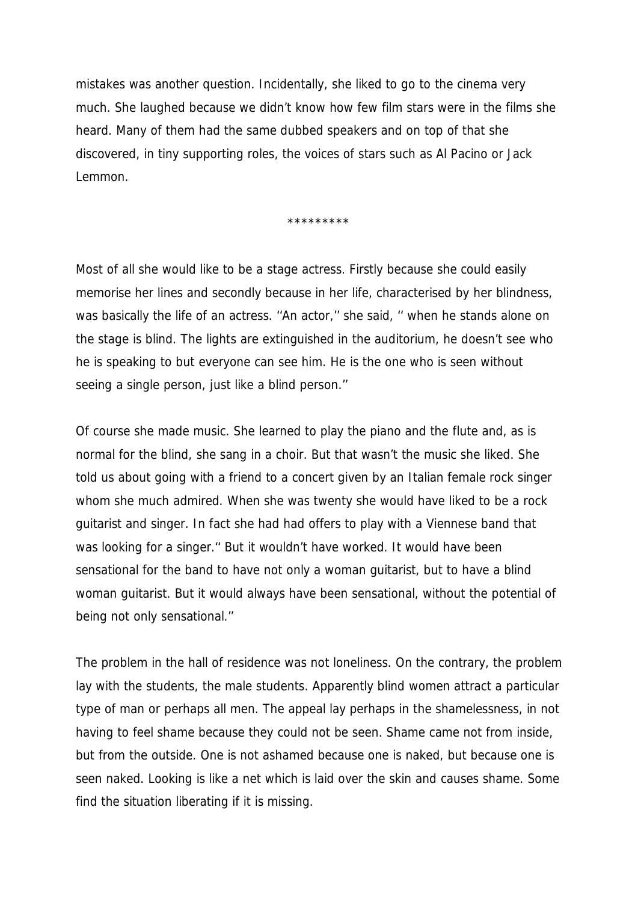mistakes was another question. Incidentally, she liked to go to the cinema very much. She laughed because we didn't know how few film stars were in the films she heard. Many of them had the same dubbed speakers and on top of that she discovered, in tiny supporting roles, the voices of stars such as Al Pacino or Jack Lemmon.

*********

Most of all she would like to be a stage actress. Firstly because she could easily memorise her lines and secondly because in her life, characterised by her blindness, was basically the life of an actress. ''An actor,'' she said, '' when he stands alone on the stage is blind. The lights are extinguished in the auditorium, he doesn't see who he is speaking to but everyone can see him. He is the one who is seen without seeing a single person, just like a blind person.''

Of course she made music. She learned to play the piano and the flute and, as is normal for the blind, she sang in a choir. But that wasn't the music she liked. She told us about going with a friend to a concert given by an Italian female rock singer whom she much admired. When she was twenty she would have liked to be a rock guitarist and singer. In fact she had had offers to play with a Viennese band that was looking for a singer.'' But it wouldn't have worked. It would have been sensational for the band to have not only a woman guitarist, but to have a blind woman guitarist. But it would always have been sensational, without the potential of being not only sensational.''

The problem in the hall of residence was not loneliness. On the contrary, the problem lay with the students, the male students. Apparently blind women attract a particular type of man or perhaps all men. The appeal lay perhaps in the shamelessness, in not having to feel shame because they could not be seen. Shame came not from inside, but from the outside. One is not ashamed because one is naked, but because one is seen naked. Looking is like a net which is laid over the skin and causes shame. Some find the situation liberating if it is missing.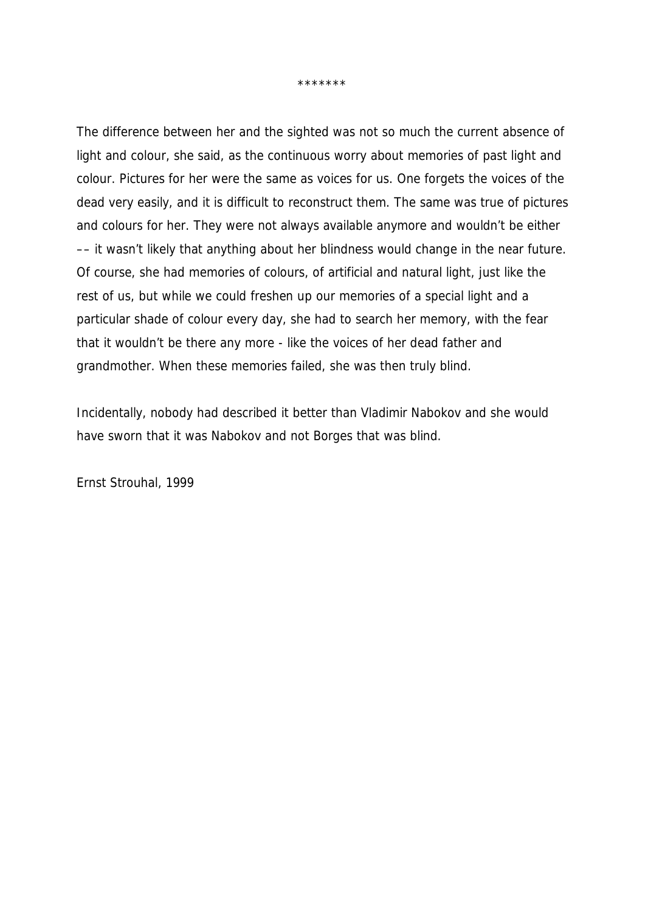\*\*\*\*\*\*\*

The difference between her and the sighted was not so much the current absence of light and colour, she said, as the continuous worry about memories of past light and colour. Pictures for her were the same as voices for us. One forgets the voices of the dead very easily, and it is difficult to reconstruct them. The same was true of pictures and colours for her. They were not always available anymore and wouldn't be either –– it wasn't likely that anything about her blindness would change in the near future. Of course, she had memories of colours, of artificial and natural light, just like the rest of us, but while we could freshen up our memories of a special light and a particular shade of colour every day, she had to search her memory, with the fear that it wouldn't be there any more - like the voices of her dead father and grandmother. When these memories failed, she was then truly blind.

Incidentally, nobody had described it better than Vladimir Nabokov and she would have sworn that it was Nabokov and not Borges that was blind.

Ernst Strouhal, 1999